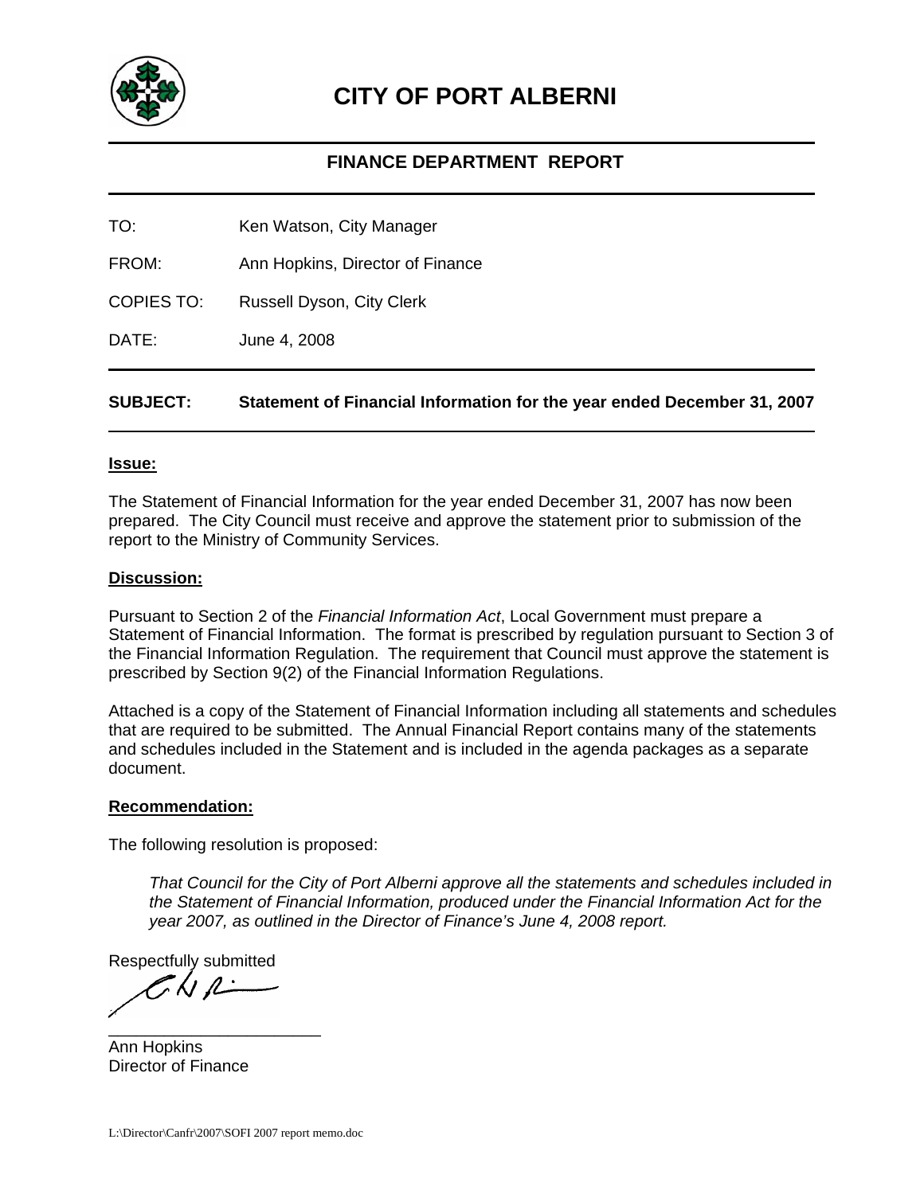# CITY OF PORT ALBERNI

## FINANCE DEPARTMENT REPORT

TO: Ken Watson, City Manager

FROM: Ann Hopkins, Director of Finance

COPIES TO: Russell Dyson, City Clerk

DATE: June 4, 2008

**SUBJECT: Statement of Financial Information for the year ended December 31, 2007**

**Issue:**

The Statement of Financial Information for the year ended December 31, 2007 has now been prepared. The City Council must receive and approve the statement prior to submission of the report to the Ministry of Community Services.

**Discussion:**

Pursuant to Section 2 of the *Financial Information Act*, Local Government must prepare a Statement of Financial Information. The format is prescribed by regulation pursuant to Section 3 of the Financial Information Regulation. The requirement that Council must approve the statement is prescribed by Section 9(2) of the Financial Information Regulations.

Attached is a copy of the Statement of Financial Information including all statements and schedules that are required to be submitted. The Annual Financial Report contains many of the statements and schedules included in the Statement and is included in the agenda packages as a separate document.

**Recommendation:**

The following resolution is proposed:

> *That Council for the City of Port Alberni approve all the statements and schedules included in the Statement of Financial Information, produced under the Financial Information Act for the year 2007, as outlined in the Director of Finance's June 4, 2008 report.*

Respectfully submitted

\_\_\_\_\_\_\_\_\_\_\_\_\_\_\_\_\_\_\_\_\_\_\_\_

Ann Hopkins
Director of Finance

L:\Director\Canfr\2007\SOFI 2007 report memo.doc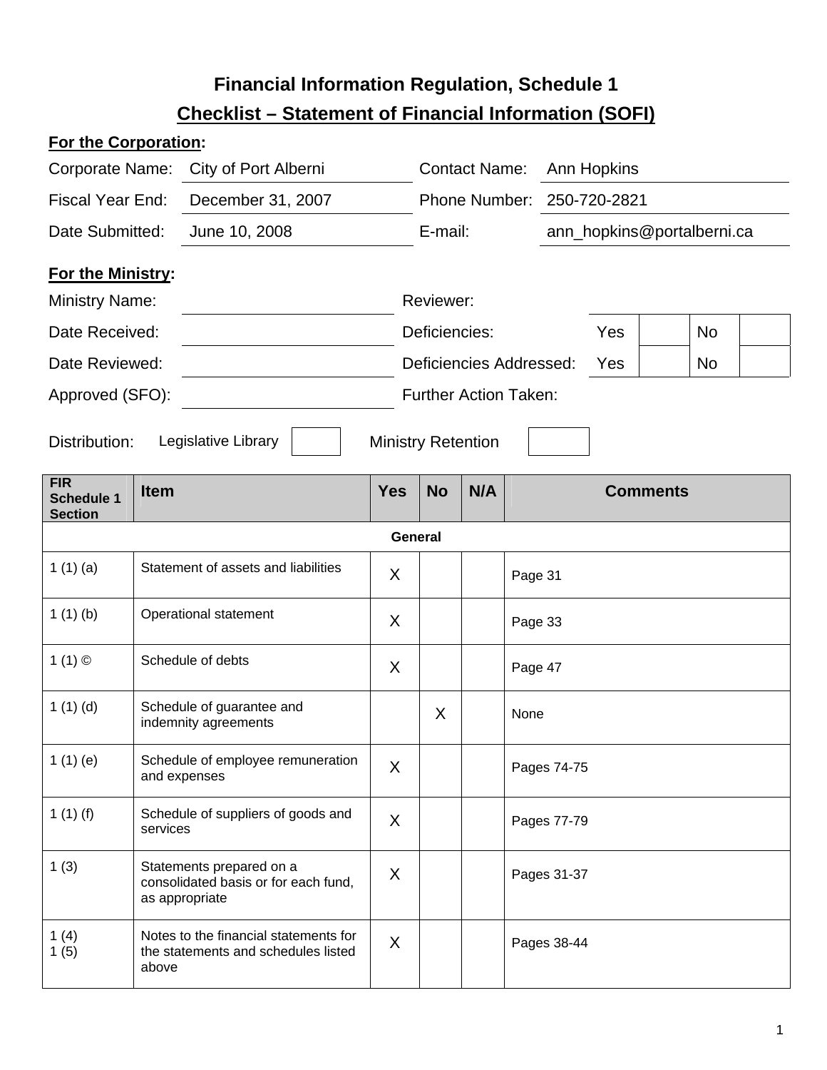# Financial Information Regulation, Schedule 1

## Checklist – Statement of Financial Information (SOFI)

**For the Corporation:**

| | | | |
|---|---|---|---|
| Corporate Name: | City of Port Alberni | Contact Name: | Ann Hopkins |
| Fiscal Year End: | December 31, 2007 | Phone Number: | 250-720-2821 |
| Date Submitted: | June 10, 2008 | E-mail: | ann_hopkins@portalberni.ca |

**For the Ministry:**

| | | | | | | | |
|---|---|---|---|---|---|---|---|
| Ministry Name: | | Reviewer: | | | | | |
| Date Received: | | Deficiencies: | | Yes | | No | |
| Date Reviewed: | | Deficiencies Addressed: | | Yes | | No | |
| Approved (SFO): | | Further Action Taken: | | | | | |

Distribution: Legislative Library [ ] Ministry Retention [ ]

| FIR Schedule 1 Section | Item | Yes | No | N/A | Comments |
|---|---|---|---|---|---|
| | **General** | | | | |
| 1 (1) (a) | Statement of assets and liabilities | X | | | Page 31 |
| 1 (1) (b) | Operational statement | X | | | Page 33 |
| 1 (1) © | Schedule of debts | X | | | Page 47 |
| 1 (1) (d) | Schedule of guarantee and indemnity agreements | | X | | None |
| 1 (1) (e) | Schedule of employee remuneration and expenses | X | | | Pages 74-75 |
| 1 (1) (f) | Schedule of suppliers of goods and services | X | | | Pages 77-79 |
| 1 (3) | Statements prepared on a consolidated basis or for each fund, as appropriate | X | | | Pages 31-37 |
| 1 (4)<br>1 (5) | Notes to the financial statements for the statements and schedules listed above | X | | | Pages 38-44 |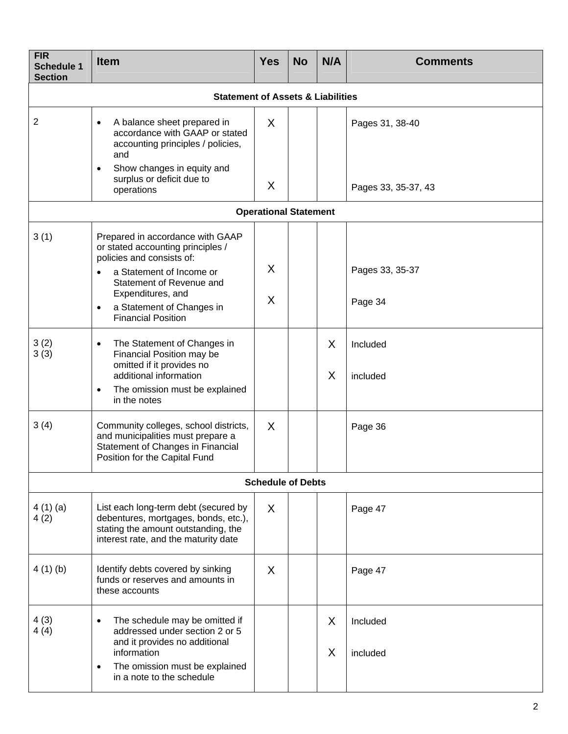| FIR Schedule 1 Section | Item | Yes | No | N/A | Comments |
|---|---|---|---|---|---|
| **Statement of Assets & Liabilities** | | | | | |
| 2 | • A balance sheet prepared in accordance with GAAP or stated accounting principles / policies, and | X | | | Pages 31, 38-40 |
| | • Show changes in equity and surplus or deficit due to operations | X | | | Pages 33, 35-37, 43 |
| **Operational Statement** | | | | | |
| 3 (1) | Prepared in accordance with GAAP or stated accounting principles / policies and consists of: | | | | |
| | • a Statement of Income or Statement of Revenue and Expenditures, and | X | | | Pages 33, 35-37 |
| | • a Statement of Changes in Financial Position | X | | | Page 34 |
| 3 (2)<br>3 (3) | • The Statement of Changes in Financial Position may be omitted if it provides no additional information | | | X | Included |
| | • The omission must be explained in the notes | | | X | included |
| 3 (4) | Community colleges, school districts, and municipalities must prepare a Statement of Changes in Financial Position for the Capital Fund | X | | | Page 36 |
| **Schedule of Debts** | | | | | |
| 4 (1) (a)<br>4 (2) | List each long-term debt (secured by debentures, mortgages, bonds, etc.), stating the amount outstanding, the interest rate, and the maturity date | X | | | Page 47 |
| 4 (1) (b) | Identify debts covered by sinking funds or reserves and amounts in these accounts | X | | | Page 47 |
| 4 (3)<br>4 (4) | • The schedule may be omitted if addressed under section 2 or 5 and it provides no additional information | | | X | Included |
| | • The omission must be explained in a note to the schedule | | | X | included |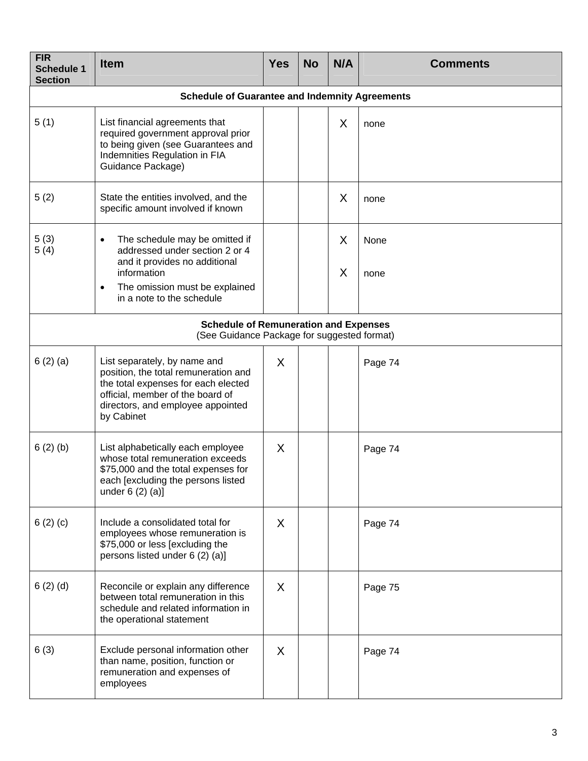| FIR Schedule 1 Section | Item | Yes | No | N/A | Comments |
|---|---|---|---|---|---|
| **Schedule of Guarantee and Indemnity Agreements** | | | | | |
| 5 (1) | List financial agreements that required government approval prior to being given (see Guarantees and Indemnities Regulation in FIA Guidance Package) | | | X | none |
| 5 (2) | State the entities involved, and the specific amount involved if known | | | X | none |
| 5 (3)<br>5 (4) | • The schedule may be omitted if addressed under section 2 or 4 and it provides no additional information<br>• The omission must be explained in a note to the schedule | | | X<br>X | None<br>none |
| **Schedule of Remuneration and Expenses** (See Guidance Package for suggested format) | | | | | |
| 6 (2) (a) | List separately, by name and position, the total remuneration and the total expenses for each elected official, member of the board of directors, and employee appointed by Cabinet | X | | | Page 74 |
| 6 (2) (b) | List alphabetically each employee whose total remuneration exceeds $75,000 and the total expenses for each [excluding the persons listed under 6 (2) (a)] | X | | | Page 74 |
| 6 (2) (c) | Include a consolidated total for employees whose remuneration is $75,000 or less [excluding the persons listed under 6 (2) (a)] | X | | | Page 74 |
| 6 (2) (d) | Reconcile or explain any difference between total remuneration in this schedule and related information in the operational statement | X | | | Page 75 |
| 6 (3) | Exclude personal information other than name, position, function or remuneration and expenses of employees | X | | | Page 74 |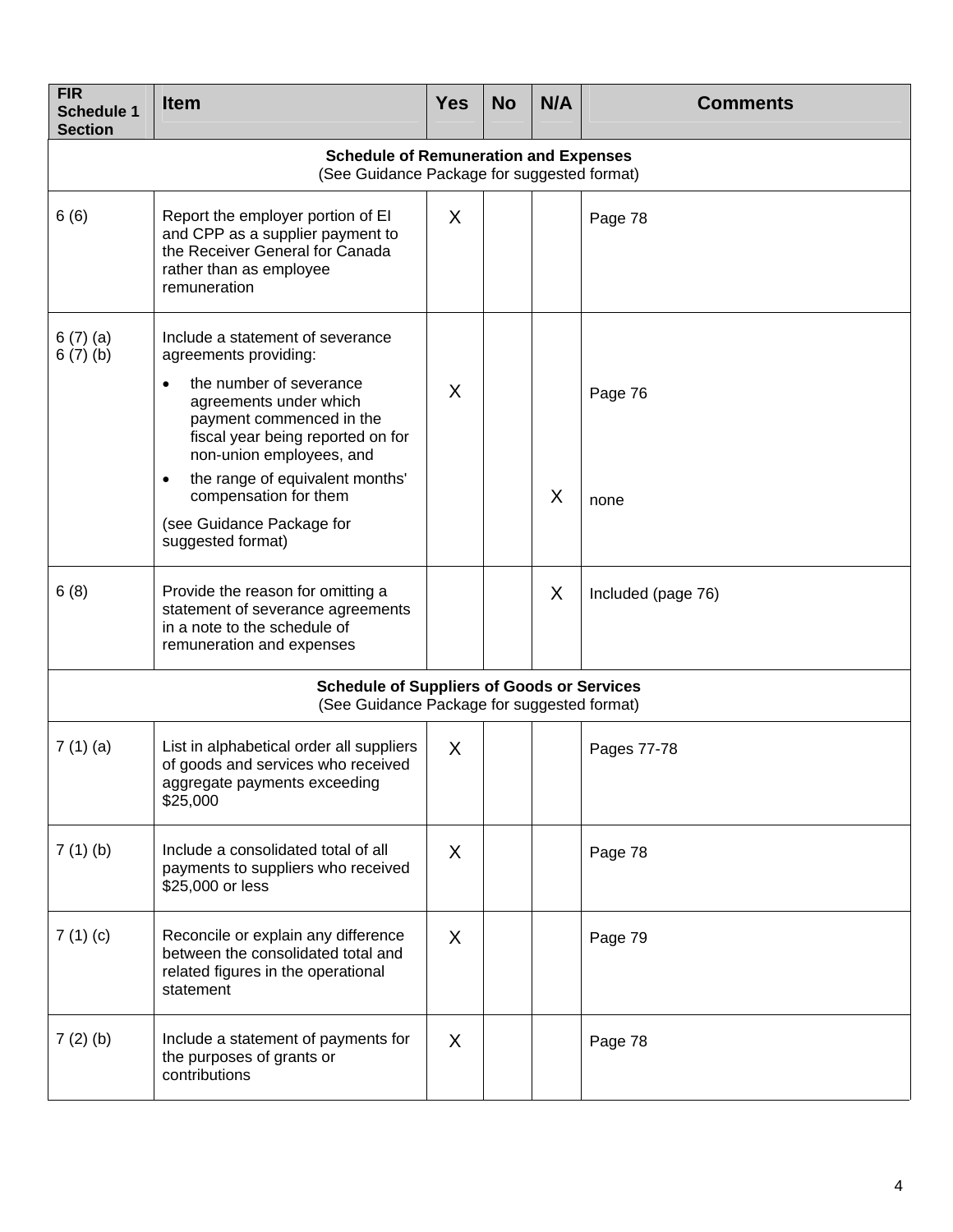| FIR Schedule 1 Section | Item | Yes | No | N/A | Comments |
|---|---|---|---|---|---|
| **Schedule of Remuneration and Expenses** (See Guidance Package for suggested format) | | | | | |
| 6 (6) | Report the employer portion of EI and CPP as a supplier payment to the Receiver General for Canada rather than as employee remuneration | X | | | Page 78 |
| 6 (7) (a) 6 (7) (b) | Include a statement of severance agreements providing:<br>• the number of severance agreements under which payment commenced in the fiscal year being reported on for non-union employees, and | X | | | Page 76 |
| | • the range of equivalent months' compensation for them<br>(see Guidance Package for suggested format) | | | X | none |
| 6 (8) | Provide the reason for omitting a statement of severance agreements in a note to the schedule of remuneration and expenses | | | X | Included (page 76) |
| **Schedule of Suppliers of Goods or Services** (See Guidance Package for suggested format) | | | | | |
| 7 (1) (a) | List in alphabetical order all suppliers of goods and services who received aggregate payments exceeding $25,000 | X | | | Pages 77-78 |
| 7 (1) (b) | Include a consolidated total of all payments to suppliers who received $25,000 or less | X | | | Page 78 |
| 7 (1) (c) | Reconcile or explain any difference between the consolidated total and related figures in the operational statement | X | | | Page 79 |
| 7 (2) (b) | Include a statement of payments for the purposes of grants or contributions | X | | | Page 78 |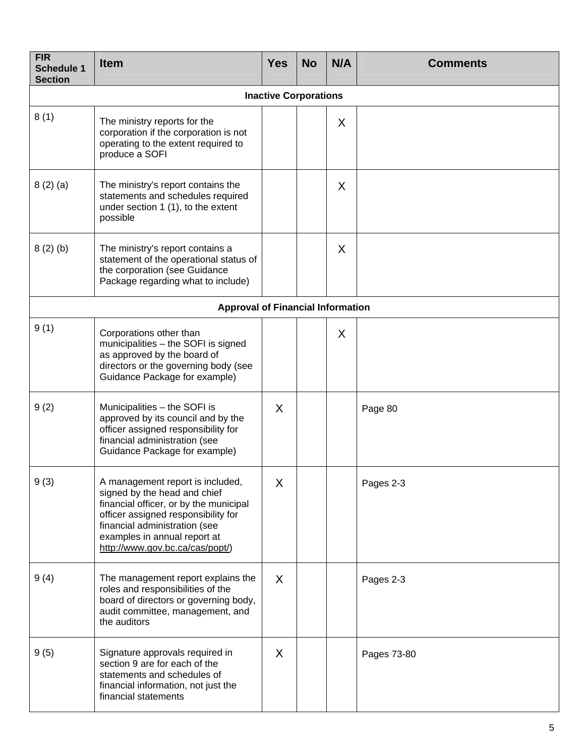| FIR Schedule 1 Section | Item | Yes | No | N/A | Comments |
|---|---|---|---|---|---|
| **Inactive Corporations** | | | | | |
| 8 (1) | The ministry reports for the corporation if the corporation is not operating to the extent required to produce a SOFI | | | X | |
| 8 (2) (a) | The ministry's report contains the statements and schedules required under section 1 (1), to the extent possible | | | X | |
| 8 (2) (b) | The ministry's report contains a statement of the operational status of the corporation (see Guidance Package regarding what to include) | | | X | |
| **Approval of Financial Information** | | | | | |
| 9 (1) | Corporations other than municipalities – the SOFI is signed as approved by the board of directors or the governing body (see Guidance Package for example) | | | X | |
| 9 (2) | Municipalities – the SOFI is approved by its council and by the officer assigned responsibility for financial administration (see Guidance Package for example) | X | | | Page 80 |
| 9 (3) | A management report is included, signed by the head and chief financial officer, or by the municipal officer assigned responsibility for financial administration (see examples in annual report at http://www.gov.bc.ca/cas/popt/) | X | | | Pages 2-3 |
| 9 (4) | The management report explains the roles and responsibilities of the board of directors or governing body, audit committee, management, and the auditors | X | | | Pages 2-3 |
| 9 (5) | Signature approvals required in section 9 are for each of the statements and schedules of financial information, not just the financial statements | X | | | Pages 73-80 |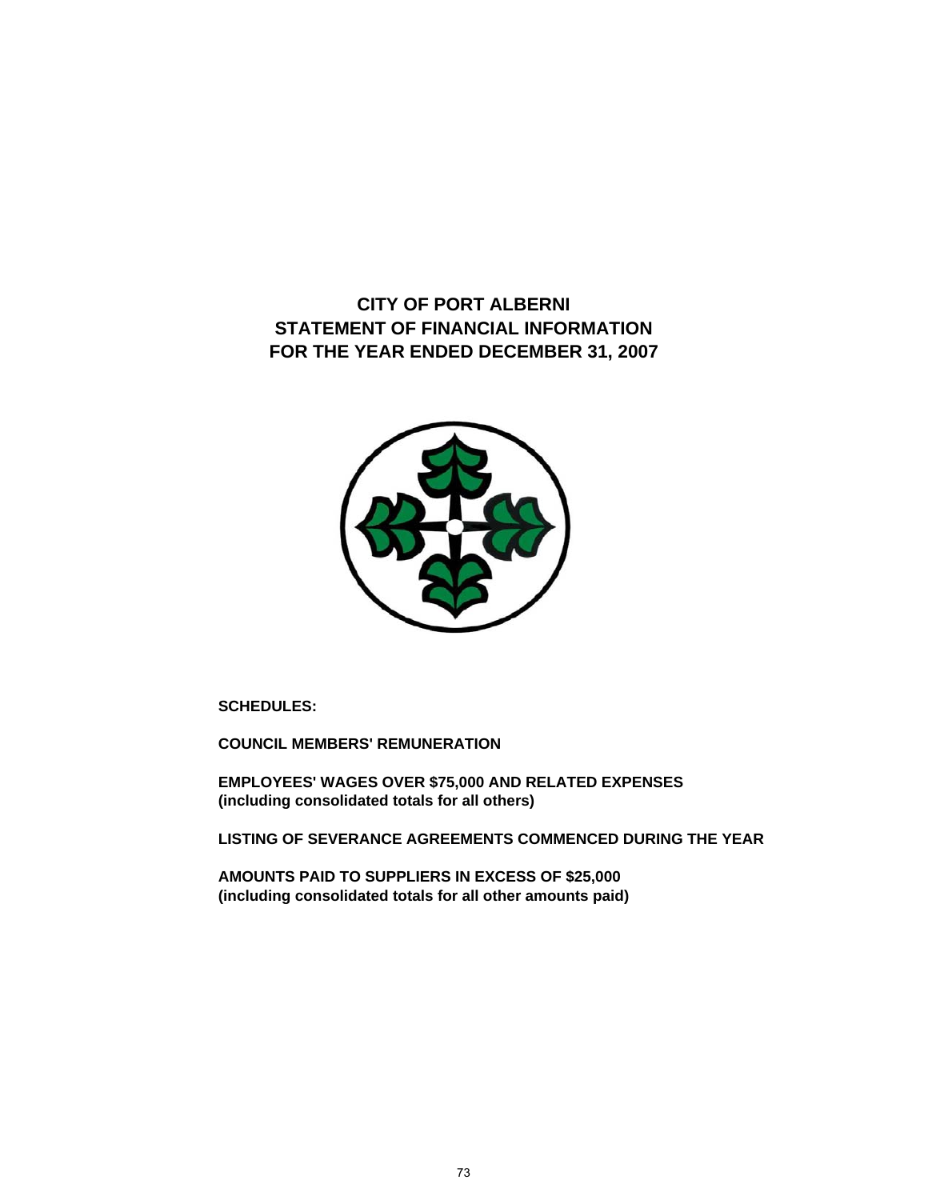# CITY OF PORT ALBERNI
# STATEMENT OF FINANCIAL INFORMATION
# FOR THE YEAR ENDED DECEMBER 31, 2007

**SCHEDULES:**

**COUNCIL MEMBERS' REMUNERATION**

**EMPLOYEES' WAGES OVER $75,000 AND RELATED EXPENSES**
**(including consolidated totals for all others)**

**LISTING OF SEVERANCE AGREEMENTS COMMENCED DURING THE YEAR**

**AMOUNTS PAID TO SUPPLIERS IN EXCESS OF $25,000**
**(including consolidated totals for all other amounts paid)**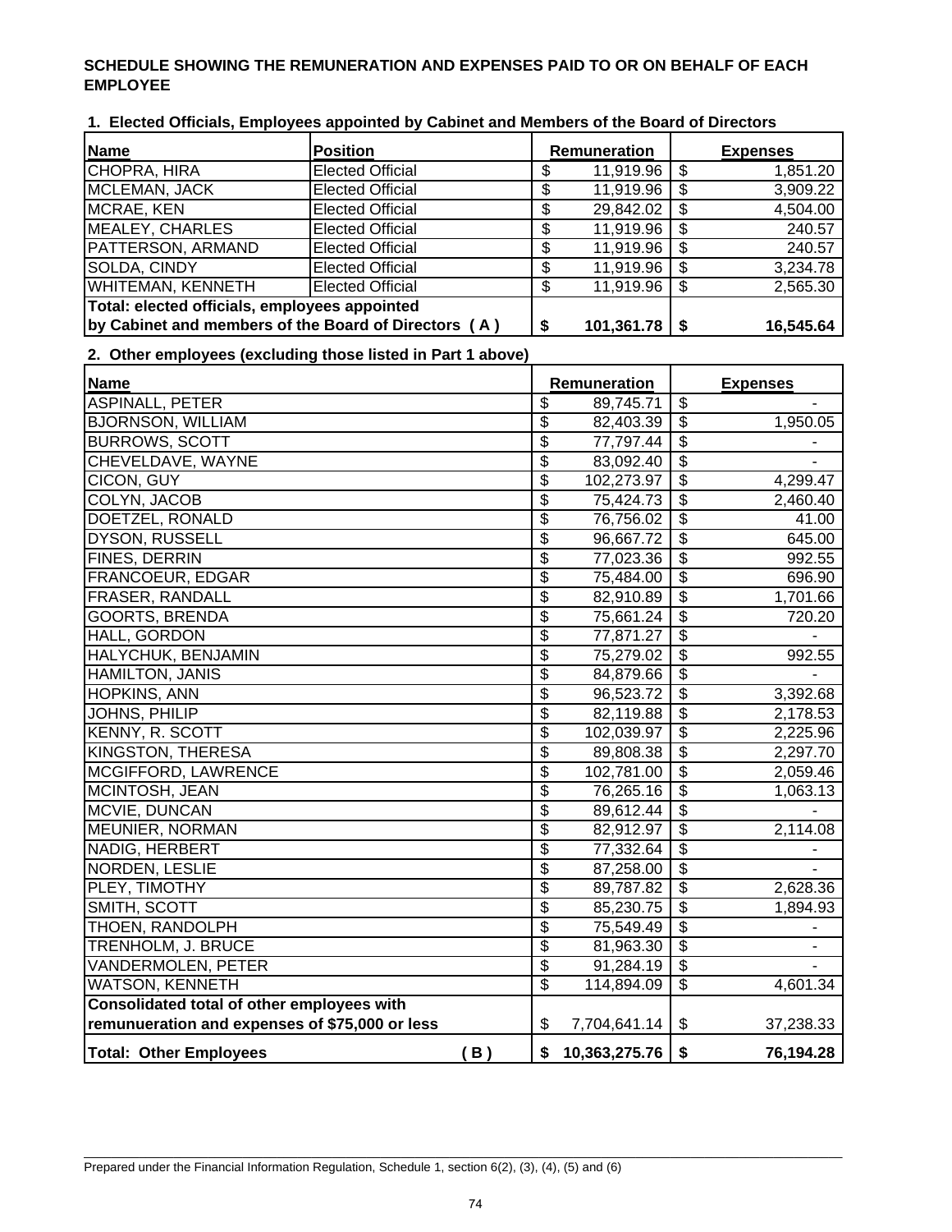**SCHEDULE SHOWING THE REMUNERATION AND EXPENSES PAID TO OR ON BEHALF OF EACH EMPLOYEE**

**1. Elected Officials, Employees appointed by Cabinet and Members of the Board of Directors**

| Name | Position | Remuneration | Expenses |
|---|---|---|---|
| CHOPRA, HIRA | Elected Official | $ 11,919.96 | $ 1,851.20 |
| MCLEMAN, JACK | Elected Official | $ 11,919.96 | $ 3,909.22 |
| MCRAE, KEN | Elected Official | $ 29,842.02 | $ 4,504.00 |
| MEALEY, CHARLES | Elected Official | $ 11,919.96 | $ 240.57 |
| PATTERSON, ARMAND | Elected Official | $ 11,919.96 | $ 240.57 |
| SOLDA, CINDY | Elected Official | $ 11,919.96 | $ 3,234.78 |
| WHITEMAN, KENNETH | Elected Official | $ 11,919.96 | $ 2,565.30 |
| **Total: elected officials, employees appointed by Cabinet and members of the Board of Directors ( A )** | | **$ 101,361.78** | **$ 16,545.64** |

**2. Other employees (excluding those listed in Part 1 above)**

| Name | Remuneration | Expenses |
|---|---|---|
| ASPINALL, PETER | $ 89,745.71 | $ - |
| BJORNSON, WILLIAM | $ 82,403.39 | $ 1,950.05 |
| BURROWS, SCOTT | $ 77,797.44 | $ - |
| CHEVELDAVE, WAYNE | $ 83,092.40 | $ - |
| CICON, GUY | $ 102,273.97 | $ 4,299.47 |
| COLYN, JACOB | $ 75,424.73 | $ 2,460.40 |
| DOETZEL, RONALD | $ 76,756.02 | $ 41.00 |
| DYSON, RUSSELL | $ 96,667.72 | $ 645.00 |
| FINES, DERRIN | $ 77,023.36 | $ 992.55 |
| FRANCOEUR, EDGAR | $ 75,484.00 | $ 696.90 |
| FRASER, RANDALL | $ 82,910.89 | $ 1,701.66 |
| GOORTS, BRENDA | $ 75,661.24 | $ 720.20 |
| HALL, GORDON | $ 77,871.27 | $ - |
| HALYCHUK, BENJAMIN | $ 75,279.02 | $ 992.55 |
| HAMILTON, JANIS | $ 84,879.66 | $ - |
| HOPKINS, ANN | $ 96,523.72 | $ 3,392.68 |
| JOHNS, PHILIP | $ 82,119.88 | $ 2,178.53 |
| KENNY, R. SCOTT | $ 102,039.97 | $ 2,225.96 |
| KINGSTON, THERESA | $ 89,808.38 | $ 2,297.70 |
| MCGIFFORD, LAWRENCE | $ 102,781.00 | $ 2,059.46 |
| MCINTOSH, JEAN | $ 76,265.16 | $ 1,063.13 |
| MCVIE, DUNCAN | $ 89,612.44 | $ - |
| MEUNIER, NORMAN | $ 82,912.97 | $ 2,114.08 |
| NADIG, HERBERT | $ 77,332.64 | $ - |
| NORDEN, LESLIE | $ 87,258.00 | $ - |
| PLEY, TIMOTHY | $ 89,787.82 | $ 2,628.36 |
| SMITH, SCOTT | $ 85,230.75 | $ 1,894.93 |
| THOEN, RANDOLPH | $ 75,549.49 | $ - |
| TRENHOLM, J. BRUCE | $ 81,963.30 | $ - |
| VANDERMOLEN, PETER | $ 91,284.19 | $ - |
| WATSON, KENNETH | $ 114,894.09 | $ 4,601.34 |
| **Consolidated total of other employees with remunueration and expenses of $75,000 or less** | $ 7,704,641.14 | $ 37,238.33 |
| **Total: Other Employees ( B )** | **$ 10,363,275.76** | **$ 76,194.28** |

Prepared under the Financial Information Regulation, Schedule 1, section 6(2), (3), (4), (5) and (6)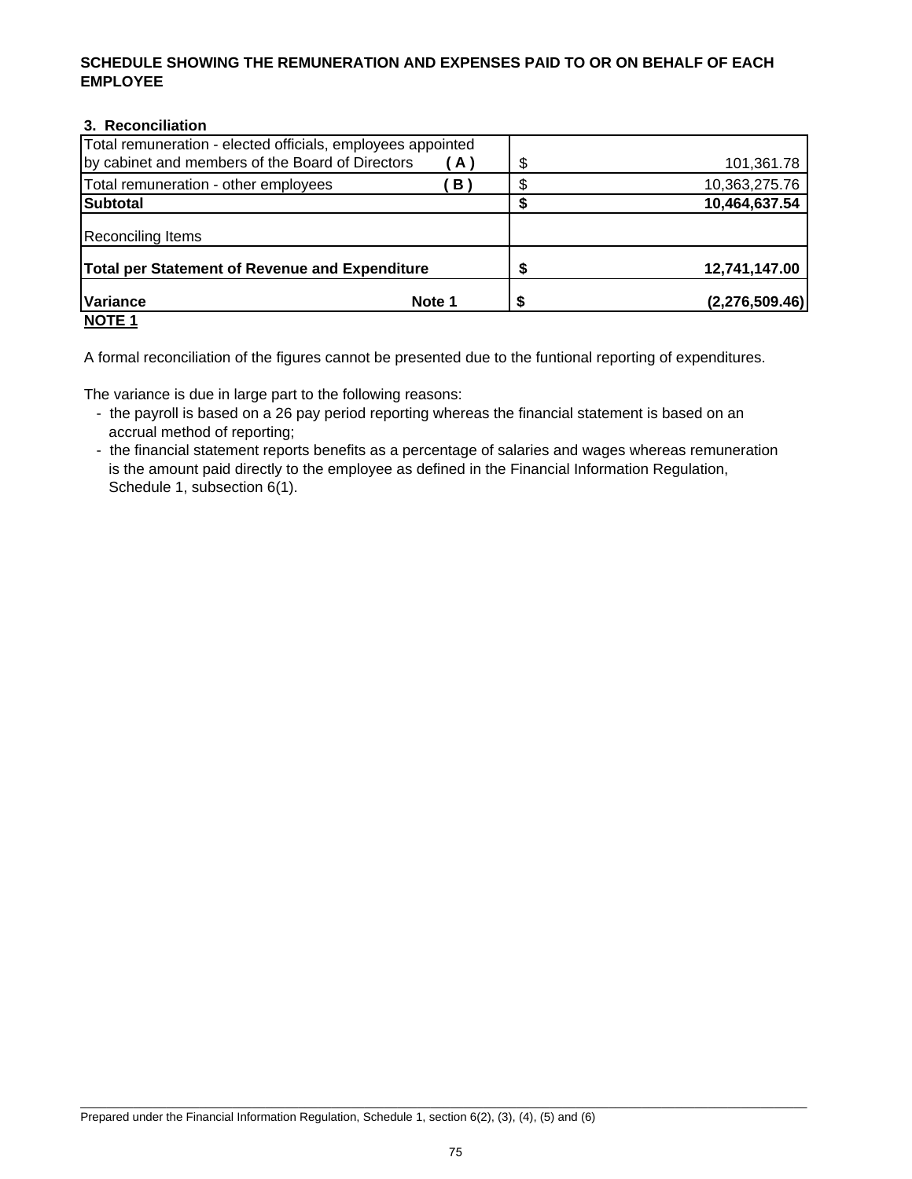**SCHEDULE SHOWING THE REMUNERATION AND EXPENSES PAID TO OR ON BEHALF OF EACH EMPLOYEE**

**3. Reconciliation**

| | | | |
|---|---|---|---|
| Total remuneration - elected officials, employees appointed by cabinet and members of the Board of Directors | **( A )** | $ | 101,361.78 |
| Total remuneration - other employees | **( B )** | $ | 10,363,275.76 |
| **Subtotal** | | **$** | **10,464,637.54** |
| Reconciling Items | | | |
| **Total per Statement of Revenue and Expenditure** | | **$** | **12,741,147.00** |
| **Variance** | **Note 1** | **$** | **(2,276,509.46)** |

**NOTE 1**

A formal reconciliation of the figures cannot be presented due to the funtional reporting of expenditures.

The variance is due in large part to the following reasons:

- the payroll is based on a 26 pay period reporting whereas the financial statement is based on an accrual method of reporting;
- the financial statement reports benefits as a percentage of salaries and wages whereas remuneration is the amount paid directly to the employee as defined in the Financial Information Regulation, Schedule 1, subsection 6(1).

Prepared under the Financial Information Regulation, Schedule 1, section 6(2), (3), (4), (5) and (6)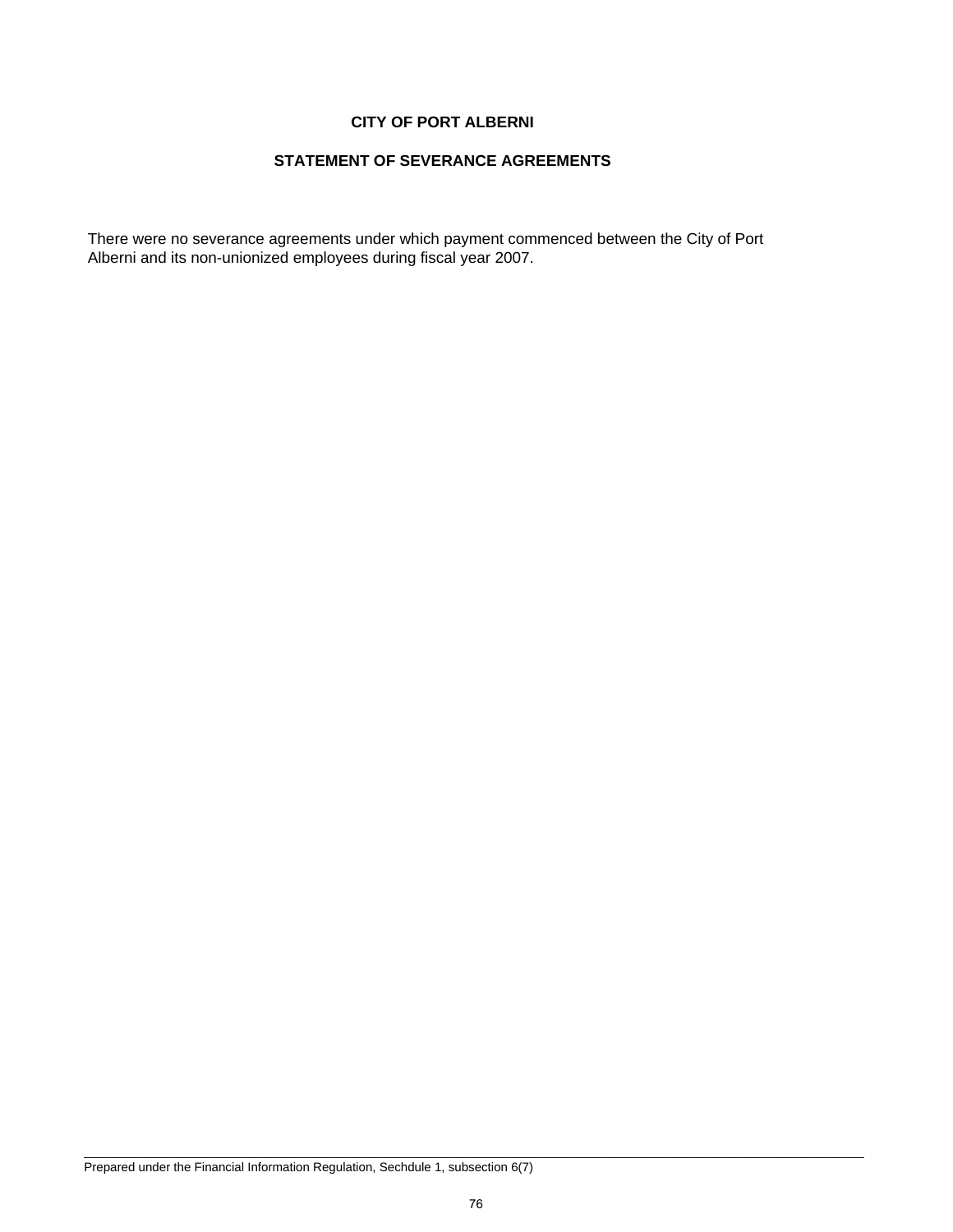# CITY OF PORT ALBERNI

## STATEMENT OF SEVERANCE AGREEMENTS

There were no severance agreements under which payment commenced between the City of Port Alberni and its non-unionized employees during fiscal year 2007.

Prepared under the Financial Information Regulation, Sechdule 1, subsection 6(7)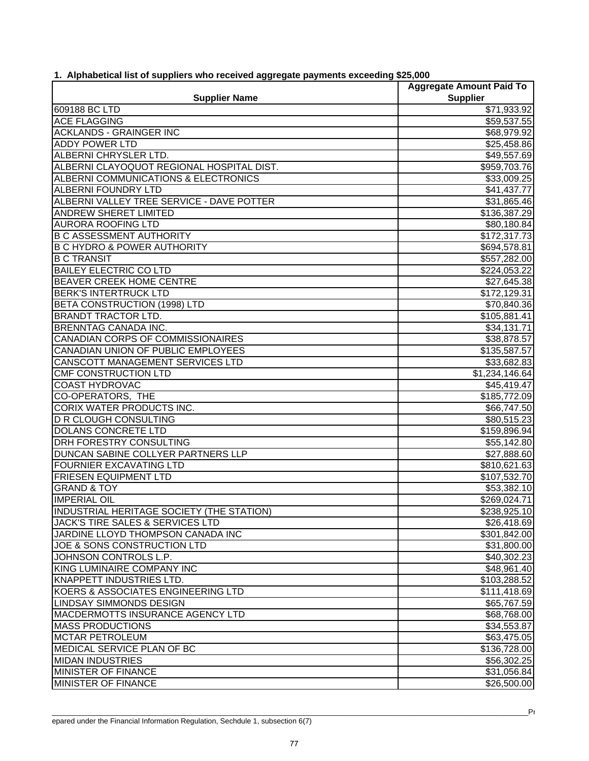## 1. Alphabetical list of suppliers who received aggregate payments exceeding $25,000

| Supplier Name | Aggregate Amount Paid To Supplier |
|---|---|
| 609188 BC LTD | $71,933.92 |
| ACE FLAGGING | $59,537.55 |
| ACKLANDS - GRAINGER INC | $68,979.92 |
| ADDY POWER LTD | $25,458.86 |
| ALBERNI CHRYSLER LTD. | $49,557.69 |
| ALBERNI CLAYOQUOT REGIONAL HOSPITAL DIST. | $959,703.76 |
| ALBERNI COMMUNICATIONS & ELECTRONICS | $33,009.25 |
| ALBERNI FOUNDRY LTD | $41,437.77 |
| ALBERNI VALLEY TREE SERVICE - DAVE POTTER | $31,865.46 |
| ANDREW SHERET LIMITED | $136,387.29 |
| AURORA ROOFING LTD | $80,180.84 |
| B C ASSESSMENT AUTHORITY | $172,317.73 |
| B C HYDRO & POWER AUTHORITY | $694,578.81 |
| B C TRANSIT | $557,282.00 |
| BAILEY ELECTRIC CO LTD | $224,053.22 |
| BEAVER CREEK HOME CENTRE | $27,645.38 |
| BERK'S INTERTRUCK LTD | $172,129.31 |
| BETA CONSTRUCTION (1998) LTD | $70,840.36 |
| BRANDT TRACTOR LTD. | $105,881.41 |
| BRENNTAG CANADA INC. | $34,131.71 |
| CANADIAN CORPS OF COMMISSIONAIRES | $38,878.57 |
| CANADIAN UNION OF PUBLIC EMPLOYEES | $135,587.57 |
| CANSCOTT MANAGEMENT SERVICES LTD | $33,682.83 |
| CMF CONSTRUCTION LTD | $1,234,146.64 |
| COAST HYDROVAC | $45,419.47 |
| CO-OPERATORS, THE | $185,772.09 |
| CORIX WATER PRODUCTS INC. | $66,747.50 |
| D R CLOUGH CONSULTING | $80,515.23 |
| DOLANS CONCRETE LTD | $159,896.94 |
| DRH FORESTRY CONSULTING | $55,142.80 |
| DUNCAN SABINE COLLYER PARTNERS LLP | $27,888.60 |
| FOURNIER EXCAVATING LTD | $810,621.63 |
| FRIESEN EQUIPMENT LTD | $107,532.70 |
| GRAND & TOY | $53,382.10 |
| IMPERIAL OIL | $269,024.71 |
| INDUSTRIAL HERITAGE SOCIETY (THE STATION) | $238,925.10 |
| JACK'S TIRE SALES & SERVICES LTD | $26,418.69 |
| JARDINE LLOYD THOMPSON CANADA INC | $301,842.00 |
| JOE & SONS CONSTRUCTION LTD | $31,800.00 |
| JOHNSON CONTROLS L.P. | $40,302.23 |
| KING LUMINAIRE COMPANY INC | $48,961.40 |
| KNAPPETT INDUSTRIES LTD. | $103,288.52 |
| KOERS & ASSOCIATES ENGINEERING LTD | $111,418.69 |
| LINDSAY SIMMONDS DESIGN | $65,767.59 |
| MACDERMOTTS INSURANCE AGENCY LTD | $68,768.00 |
| MASS PRODUCTIONS | $34,553.87 |
| MCTAR PETROLEUM | $63,475.05 |
| MEDICAL SERVICE PLAN OF BC | $136,728.00 |
| MIDAN INDUSTRIES | $56,302.25 |
| MINISTER OF FINANCE | $31,056.84 |
| MINISTER OF FINANCE | $26,500.00 |

Prepared under the Financial Information Regulation, Sechdule 1, subsection 6(7)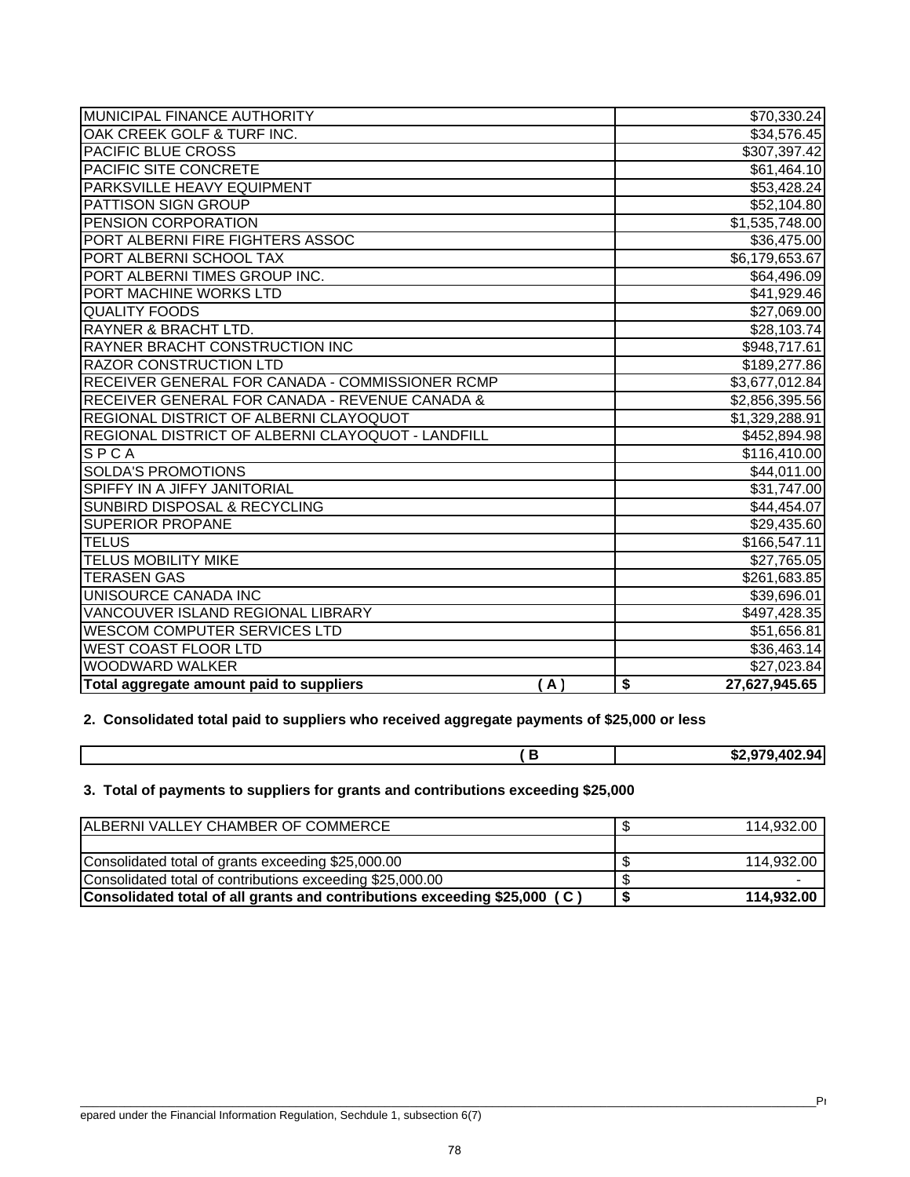| | |
|---|---|
| MUNICIPAL FINANCE AUTHORITY | $70,330.24 |
| OAK CREEK GOLF & TURF INC. | $34,576.45 |
| PACIFIC BLUE CROSS | $307,397.42 |
| PACIFIC SITE CONCRETE | $61,464.10 |
| PARKSVILLE HEAVY EQUIPMENT | $53,428.24 |
| PATTISON SIGN GROUP | $52,104.80 |
| PENSION CORPORATION | $1,535,748.00 |
| PORT ALBERNI FIRE FIGHTERS ASSOC | $36,475.00 |
| PORT ALBERNI SCHOOL TAX | $6,179,653.67 |
| PORT ALBERNI TIMES GROUP INC. | $64,496.09 |
| PORT MACHINE WORKS LTD | $41,929.46 |
| QUALITY FOODS | $27,069.00 |
| RAYNER & BRACHT LTD. | $28,103.74 |
| RAYNER BRACHT CONSTRUCTION INC | $948,717.61 |
| RAZOR CONSTRUCTION LTD | $189,277.86 |
| RECEIVER GENERAL FOR CANADA - COMMISSIONER RCMP | $3,677,012.84 |
| RECEIVER GENERAL FOR CANADA - REVENUE CANADA & | $2,856,395.56 |
| REGIONAL DISTRICT OF ALBERNI CLAYOQUOT | $1,329,288.91 |
| REGIONAL DISTRICT OF ALBERNI CLAYOQUOT - LANDFILL | $452,894.98 |
| S P C A | $116,410.00 |
| SOLDA'S PROMOTIONS | $44,011.00 |
| SPIFFY IN A JIFFY JANITORIAL | $31,747.00 |
| SUNBIRD DISPOSAL & RECYCLING | $44,454.07 |
| SUPERIOR PROPANE | $29,435.60 |
| TELUS | $166,547.11 |
| TELUS MOBILITY MIKE | $27,765.05 |
| TERASEN GAS | $261,683.85 |
| UNISOURCE CANADA INC | $39,696.01 |
| VANCOUVER ISLAND REGIONAL LIBRARY | $497,428.35 |
| WESCOM COMPUTER SERVICES LTD | $51,656.81 |
| WEST COAST FLOOR LTD | $36,463.14 |
| WOODWARD WALKER | $27,023.84 |
| **Total aggregate amount paid to suppliers (A)** | **$ 27,627,945.65** |

**2. Consolidated total paid to suppliers who received aggregate payments of $25,000 or less**

| | |
|---|---|
| **(B** | **$2,979,402.94** |

**3. Total of payments to suppliers for grants and contributions exceeding $25,000**

| | |
|---|---|
| ALBERNI VALLEY CHAMBER OF COMMERCE | $ 114,932.00 |
| | |
| Consolidated total of grants exceeding $25,000.00 | $ 114,932.00 |
| Consolidated total of contributions exceeding $25,000.00 | $ - |
| **Consolidated total of all grants and contributions exceeding $25,000 (C)** | **$ 114,932.00** |

Prepared under the Financial Information Regulation, Sechdule 1, subsection 6(7)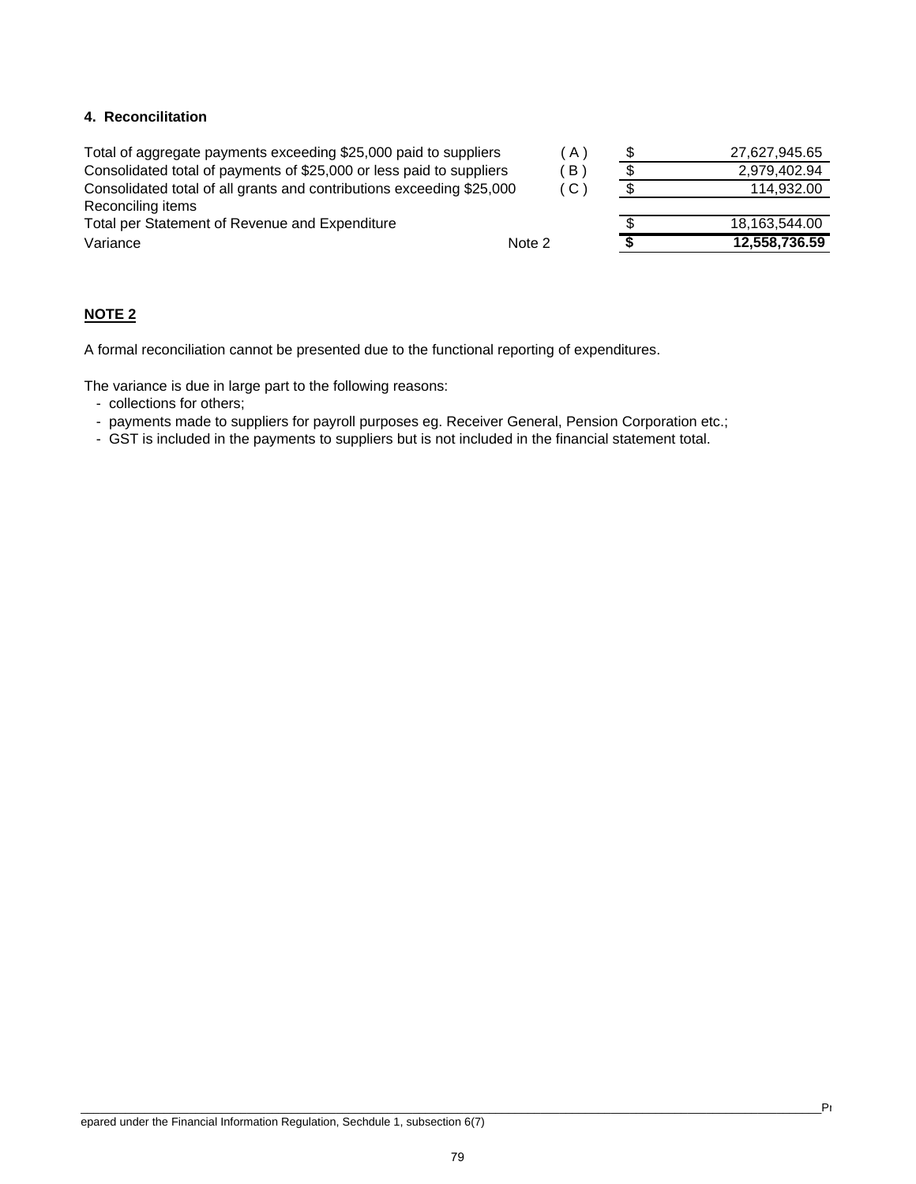#### 4. Reconcilitation

| | | | |
|---|---|---|---|
| Total of aggregate payments exceeding $25,000 paid to suppliers | ( A ) | $ | 27,627,945.65 |
| Consolidated total of payments of $25,000 or less paid to suppliers | ( B ) | $ | 2,979,402.94 |
| Consolidated total of all grants and contributions exceeding $25,000 | ( C ) | $ | 114,932.00 |
| Reconciling items | | | |
| Total per Statement of Revenue and Expenditure | | $ | 18,163,544.00 |
| Variance | Note 2 | **$** | **12,558,736.59** |

**NOTE 2**

A formal reconciliation cannot be presented due to the functional reporting of expenditures.

The variance is due in large part to the following reasons:

- collections for others;
- payments made to suppliers for payroll purposes eg. Receiver General, Pension Corporation etc.;
- GST is included in the payments to suppliers but is not included in the financial statement total.

Prepared under the Financial Information Regulation, Sechdule 1, subsection 6(7)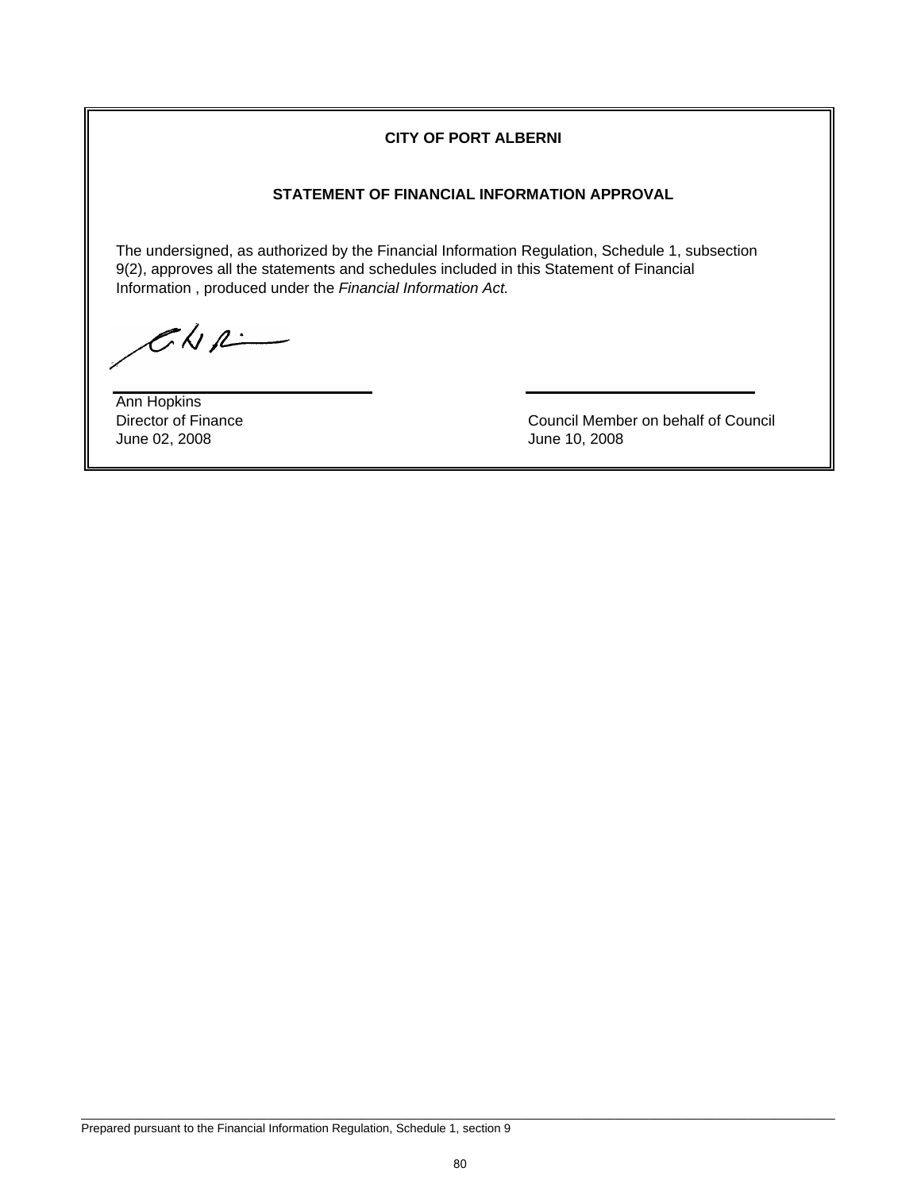**CITY OF PORT ALBERNI**

**STATEMENT OF FINANCIAL INFORMATION APPROVAL**

The undersigned, as authorized by the Financial Information Regulation, Schedule 1, subsection 9(2), approves all the statements and schedules included in this Statement of Financial Information , produced under the *Financial Information Act.*

| | |
|---|---|
| Ann Hopkins | |
| Director of Finance | Council Member on behalf of Council |
| June 02, 2008 | June 10, 2008 |

Prepared pursuant to the Financial Information Regulation, Schedule 1, section 9